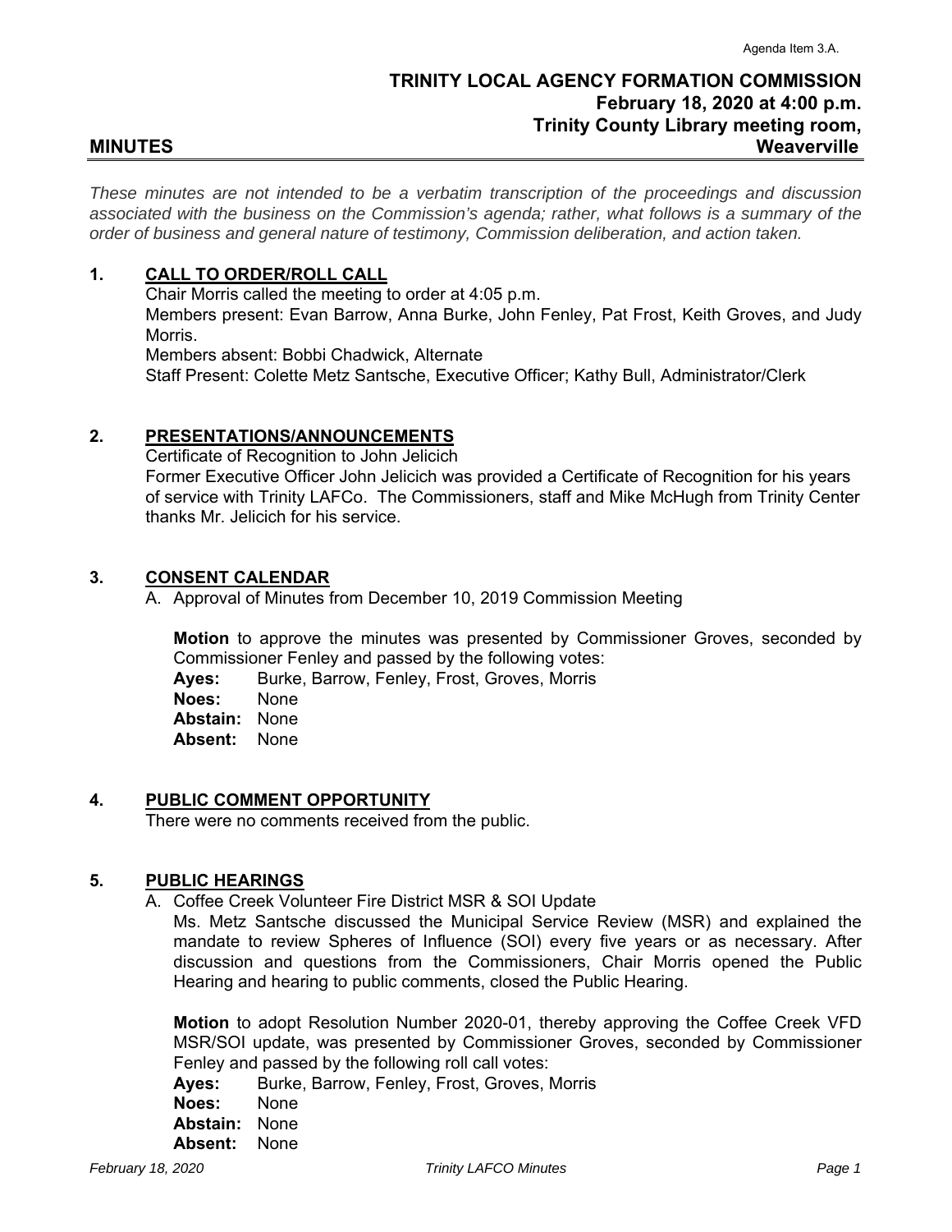Agenda Item 3.A.

# TRINITY LOCAL AGENCY FORMATION COMMISSION
**February 18, 2020 at 4:00 p.m.**
**Trinity County Library meeting room, Weaverville**

## MINUTES

*These minutes are not intended to be a verbatim transcription of the proceedings and discussion associated with the business on the Commission's agenda; rather, what follows is a summary of the order of business and general nature of testimony, Commission deliberation, and action taken.*

### 1. CALL TO ORDER/ROLL CALL

Chair Morris called the meeting to order at 4:05 p.m.
Members present: Evan Barrow, Anna Burke, John Fenley, Pat Frost, Keith Groves, and Judy Morris.
Members absent: Bobbi Chadwick, Alternate
Staff Present: Colette Metz Santsche, Executive Officer; Kathy Bull, Administrator/Clerk

### 2. PRESENTATIONS/ANNOUNCEMENTS

Certificate of Recognition to John Jelicich
Former Executive Officer John Jelicich was provided a Certificate of Recognition for his years of service with Trinity LAFCo. The Commissioners, staff and Mike McHugh from Trinity Center thanks Mr. Jelicich for his service.

### 3. CONSENT CALENDAR

A. Approval of Minutes from December 10, 2019 Commission Meeting

**Motion** to approve the minutes was presented by Commissioner Groves, seconded by Commissioner Fenley and passed by the following votes:
**Ayes:** Burke, Barrow, Fenley, Frost, Groves, Morris
**Noes:** None
**Abstain:** None
**Absent:** None

### 4. PUBLIC COMMENT OPPORTUNITY

There were no comments received from the public.

### 5. PUBLIC HEARINGS

A. Coffee Creek Volunteer Fire District MSR & SOI Update
Ms. Metz Santsche discussed the Municipal Service Review (MSR) and explained the mandate to review Spheres of Influence (SOI) every five years or as necessary. After discussion and questions from the Commissioners, Chair Morris opened the Public Hearing and hearing to public comments, closed the Public Hearing.

**Motion** to adopt Resolution Number 2020-01, thereby approving the Coffee Creek VFD MSR/SOI update, was presented by Commissioner Groves, seconded by Commissioner Fenley and passed by the following roll call votes:
**Ayes:** Burke, Barrow, Fenley, Frost, Groves, Morris
**Noes:** None
**Abstain:** None
**Absent:** None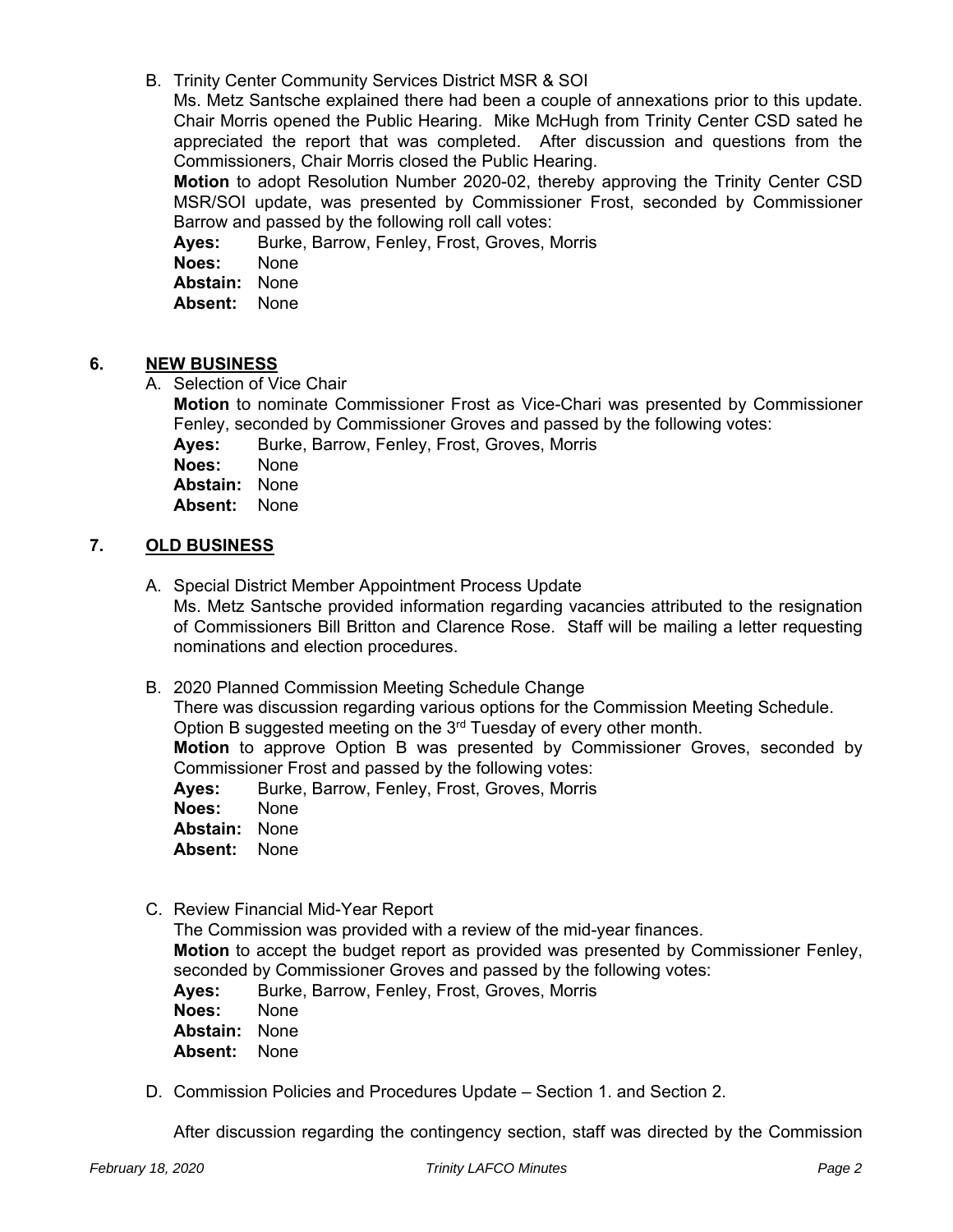B. Trinity Center Community Services District MSR & SOI

Ms. Metz Santsche explained there had been a couple of annexations prior to this update. Chair Morris opened the Public Hearing. Mike McHugh from Trinity Center CSD sated he appreciated the report that was completed. After discussion and questions from the Commissioners, Chair Morris closed the Public Hearing.

**Motion** to adopt Resolution Number 2020-02, thereby approving the Trinity Center CSD MSR/SOI update, was presented by Commissioner Frost, seconded by Commissioner Barrow and passed by the following roll call votes:

**Ayes:** Burke, Barrow, Fenley, Frost, Groves, Morris
**Noes:** None
**Abstain:** None
**Absent:** None

## 6. NEW BUSINESS

A. Selection of Vice Chair

**Motion** to nominate Commissioner Frost as Vice-Chari was presented by Commissioner Fenley, seconded by Commissioner Groves and passed by the following votes:

**Ayes:** Burke, Barrow, Fenley, Frost, Groves, Morris
**Noes:** None
**Abstain:** None
**Absent:** None

## 7. OLD BUSINESS

A. Special District Member Appointment Process Update

Ms. Metz Santsche provided information regarding vacancies attributed to the resignation of Commissioners Bill Britton and Clarence Rose. Staff will be mailing a letter requesting nominations and election procedures.

B. 2020 Planned Commission Meeting Schedule Change

There was discussion regarding various options for the Commission Meeting Schedule. Option B suggested meeting on the 3rd Tuesday of every other month.

**Motion** to approve Option B was presented by Commissioner Groves, seconded by Commissioner Frost and passed by the following votes:

**Ayes:** Burke, Barrow, Fenley, Frost, Groves, Morris
**Noes:** None
**Abstain:** None
**Absent:** None

C. Review Financial Mid-Year Report

The Commission was provided with a review of the mid-year finances.

**Motion** to accept the budget report as provided was presented by Commissioner Fenley, seconded by Commissioner Groves and passed by the following votes:

**Ayes:** Burke, Barrow, Fenley, Frost, Groves, Morris
**Noes:** None
**Abstain:** None
**Absent:** None

D. Commission Policies and Procedures Update – Section 1. and Section 2.

After discussion regarding the contingency section, staff was directed by the Commission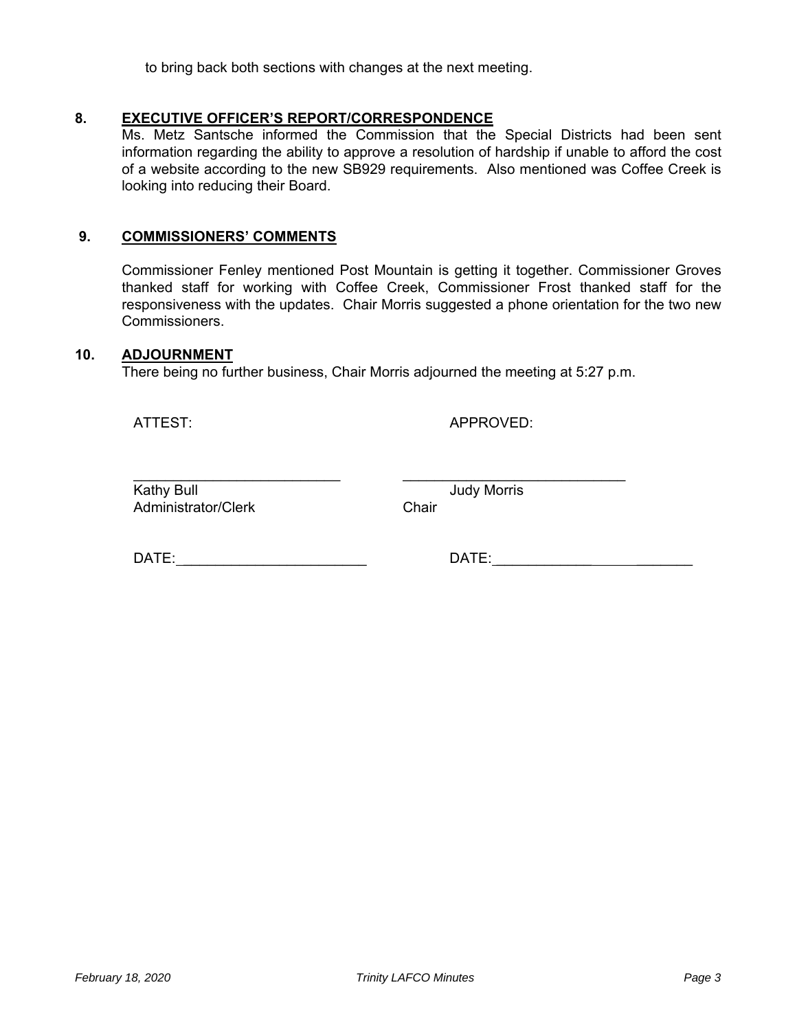to bring back both sections with changes at the next meeting.

**8. EXECUTIVE OFFICER'S REPORT/CORRESPONDENCE**

Ms. Metz Santsche informed the Commission that the Special Districts had been sent information regarding the ability to approve a resolution of hardship if unable to afford the cost of a website according to the new SB929 requirements. Also mentioned was Coffee Creek is looking into reducing their Board.

**9. COMMISSIONERS' COMMENTS**

Commissioner Fenley mentioned Post Mountain is getting it together. Commissioner Groves thanked staff for working with Coffee Creek, Commissioner Frost thanked staff for the responsiveness with the updates. Chair Morris suggested a phone orientation for the two new Commissioners.

**10. ADJOURNMENT**

There being no further business, Chair Morris adjourned the meeting at 5:27 p.m.

ATTEST: APPROVED:

\_\_\_\_\_\_\_\_\_\_\_\_\_\_\_\_\_\_\_\_\_\_\_\_\_\_ \_\_\_\_\_\_\_\_\_\_\_\_\_\_\_\_\_\_\_\_\_\_\_\_\_\_\_\_

Kathy Bull
Administrator/Clerk

Judy Morris
Chair

DATE:\_\_\_\_\_\_\_\_\_\_\_\_\_\_\_\_\_\_\_\_\_\_\_ DATE:\_\_\_\_\_\_\_\_\_\_\_\_\_\_\_\_\_\_\_\_\_\_\_\_\_